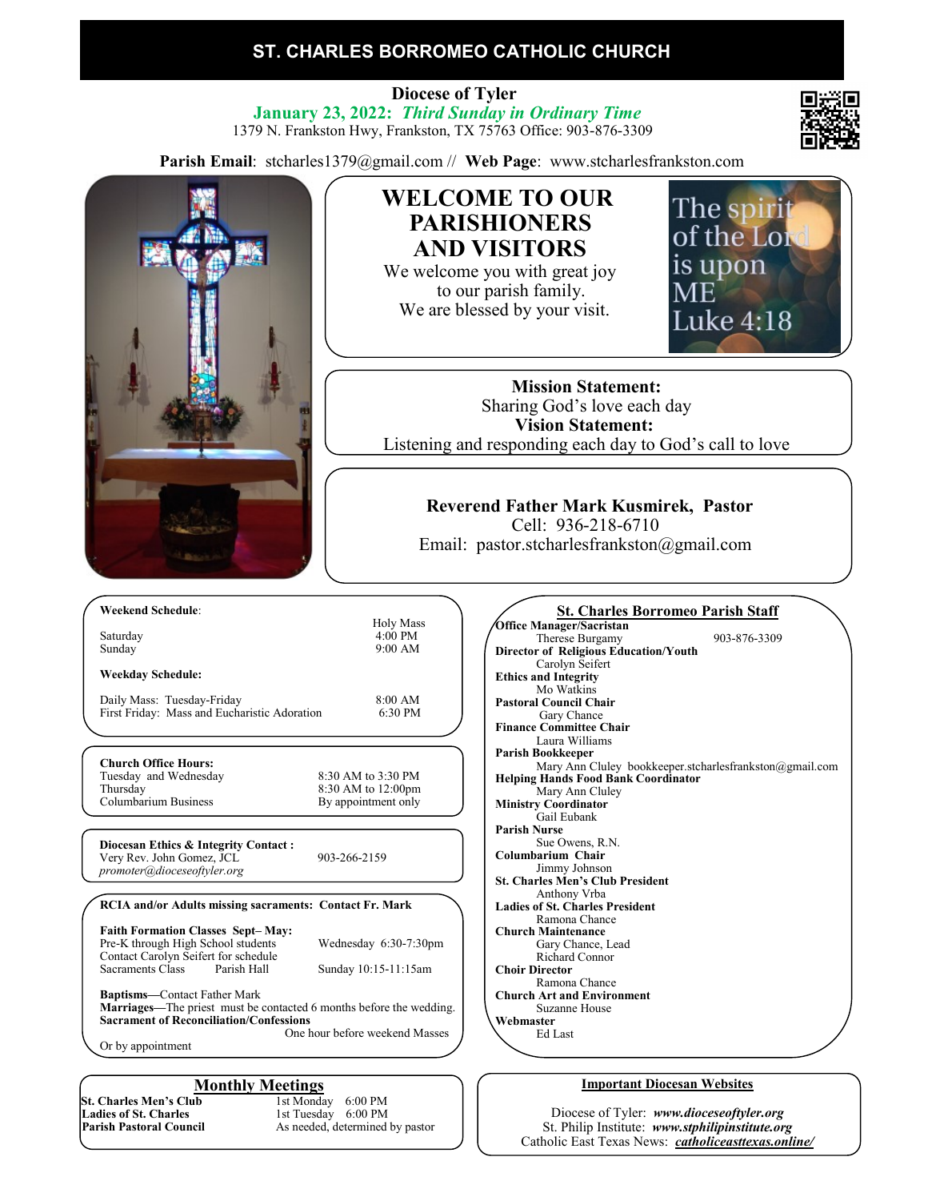# ST. CHARLES BORROMEO CATHOLIC CHURCH

**Diocese of Tyler**

**January 23, 2022:** ***Third Sunday in Ordinary Time***

1379 N. Frankston Hwy, Frankston, TX 75763 Office: 903-876-3309

**Parish Email**: stcharles1379@gmail.com // **Web Page**: www.stcharlesfrankston.com

## WELCOME TO OUR PARISHIONERS AND VISITORS

We welcome you with great joy to our parish family.
We are blessed by your visit.

The spirit of the Lord is upon ME
Luke 4:18

**Mission Statement:**
Sharing God's love each day

**Vision Statement:**
Listening and responding each day to God's call to love

**Reverend Father Mark Kusmirek, Pastor**
Cell: 936-218-6710
Email: pastor.stcharlesfrankston@gmail.com

**Weekend Schedule**:

| | Holy Mass |
|---|---|
| Saturday | 4:00 PM |
| Sunday | 9:00 AM |

**Weekday Schedule:**

| | |
|---|---|
| Daily Mass: Tuesday-Friday | 8:00 AM |
| First Friday: Mass and Eucharistic Adoration | 6:30 PM |

**Church Office Hours:**

| | |
|---|---|
| Tuesday and Wednesday | 8:30 AM to 3:30 PM |
| Thursday | 8:30 AM to 12:00pm |
| Columbarium Business | By appointment only |

**Diocesan Ethics & Integrity Contact :**
Very Rev. John Gomez, JCL — 903-266-2159
*promoter@dioceseoftyler.org*

**RCIA and/or Adults missing sacraments: Contact Fr. Mark**

**Faith Formation Classes Sept– May:**
Pre-K through High School students — Wednesday 6:30-7:30pm
Contact Carolyn Seifert for schedule
Sacraments Class — Parish Hall — Sunday 10:15-11:15am

**Baptisms**—Contact Father Mark
**Marriages**—The priest must be contacted 6 months before the wedding.
**Sacrament of Reconciliation/Confessions**
One hour before weekend Masses
Or by appointment

## Monthly Meetings

| | |
|---|---|
| **St. Charles Men's Club** | 1st Monday 6:00 PM |
| **Ladies of St. Charles** | 1st Tuesday 6:00 PM |
| **Parish Pastoral Council** | As needed, determined by pastor |

## St. Charles Borromeo Parish Staff

**Office Manager/Sacristan**
Therese Burgamy — 903-876-3309
**Director of Religious Education/Youth**
Carolyn Seifert
**Ethics and Integrity**
Mo Watkins
**Pastoral Council Chair**
Gary Chance
**Finance Committee Chair**
Laura Williams
**Parish Bookkeeper**
Mary Ann Cluley bookkeeper.stcharlesfrankston@gmail.com
**Helping Hands Food Bank Coordinator**
Mary Ann Cluley
**Ministry Coordinator**
Gail Eubank
**Parish Nurse**
Sue Owens, R.N.
**Columbarium Chair**
Jimmy Johnson
**St. Charles Men's Club President**
Anthony Vrba
**Ladies of St. Charles President**
Ramona Chance
**Church Maintenance**
Gary Chance, Lead
Richard Connor
**Choir Director**
Ramona Chance
**Church Art and Environment**
Suzanne House
**Webmaster**
Ed Last

## Important Diocesan Websites

Diocese of Tyler: ***www.dioceseoftyler.org***
St. Philip Institute: ***www.stphilipinstitute.org***
Catholic East Texas News: ***catholiceasttexas.online/***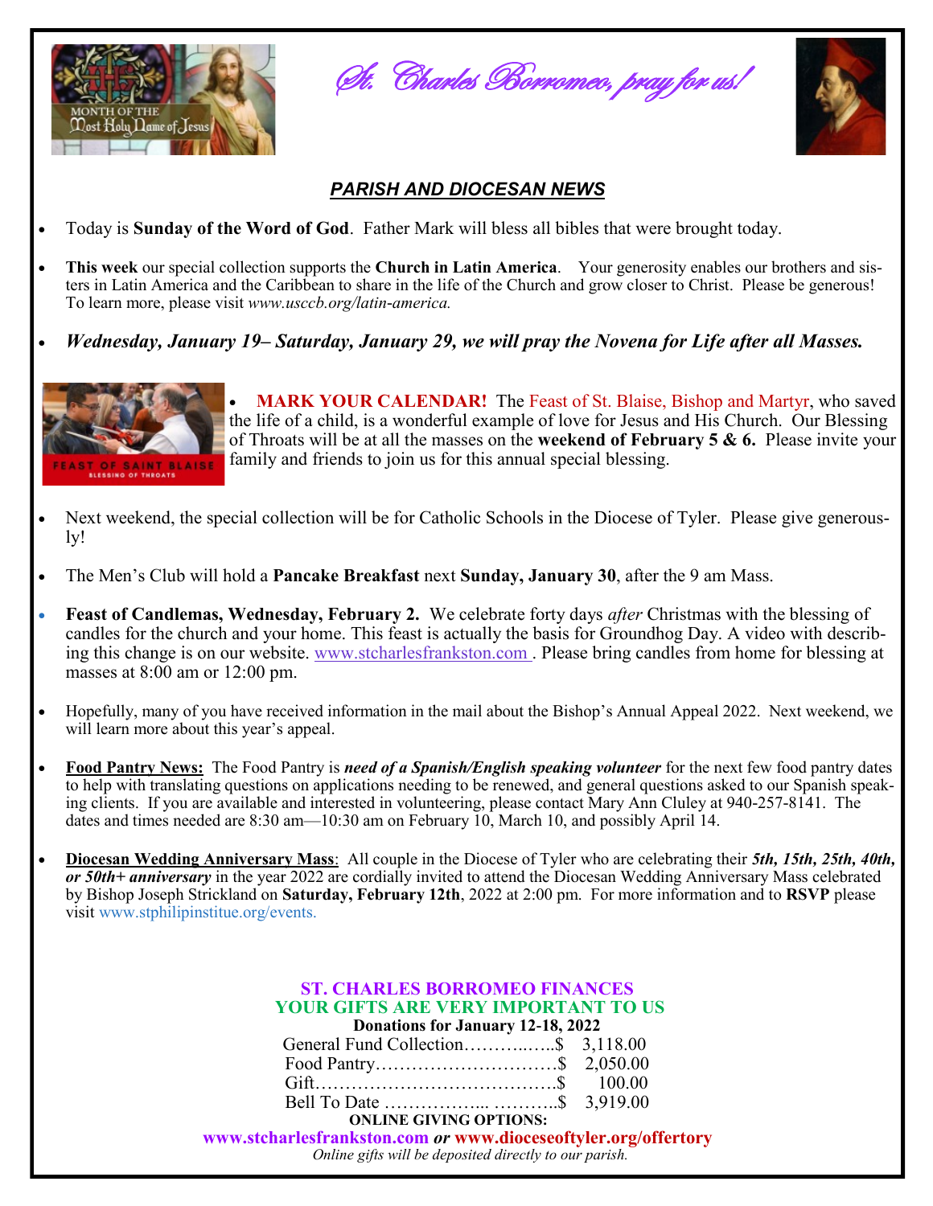*St. Charles Borromeo, pray for us!*

MONTH OF THE Most Holy Name of Jesus

## *PARISH AND DIOCESAN NEWS*

- Today is **Sunday of the Word of God**. Father Mark will bless all bibles that were brought today.
- **This week** our special collection supports the **Church in Latin America**. Your generosity enables our brothers and sisters in Latin America and the Caribbean to share in the life of the Church and grow closer to Christ. Please be generous! To learn more, please visit *www.usccb.org/latin-america.*
- ***Wednesday, January 19– Saturday, January 29, we will pray the Novena for Life after all Masses.***
- **MARK YOUR CALENDAR!** The Feast of St. Blaise, Bishop and Martyr, who saved the life of a child, is a wonderful example of love for Jesus and His Church. Our Blessing of Throats will be at all the masses on the **weekend of February 5 & 6.** Please invite your family and friends to join us for this annual special blessing.

FEAST OF SAINT BLAISE
BLESSING OF THROATS

- Next weekend, the special collection will be for Catholic Schools in the Diocese of Tyler. Please give generously!
- The Men's Club will hold a **Pancake Breakfast** next **Sunday, January 30**, after the 9 am Mass.
- **Feast of Candlemas, Wednesday, February 2.** We celebrate forty days *after* Christmas with the blessing of candles for the church and your home. This feast is actually the basis for Groundhog Day. A video with describing this change is on our website. www.stcharlesfrankston.com . Please bring candles from home for blessing at masses at 8:00 am or 12:00 pm.
- Hopefully, many of you have received information in the mail about the Bishop's Annual Appeal 2022. Next weekend, we will learn more about this year's appeal.
- **Food Pantry News:** The Food Pantry is ***need of a Spanish/English speaking volunteer*** for the next few food pantry dates to help with translating questions on applications needing to be renewed, and general questions asked to our Spanish speaking clients. If you are available and interested in volunteering, please contact Mary Ann Cluley at 940-257-8141. The dates and times needed are 8:30 am—10:30 am on February 10, March 10, and possibly April 14.
- **Diocesan Wedding Anniversary Mass**: All couple in the Diocese of Tyler who are celebrating their ***5th, 15th, 25th, 40th, or 50th+ anniversary*** in the year 2022 are cordially invited to attend the Diocesan Wedding Anniversary Mass celebrated by Bishop Joseph Strickland on **Saturday, February 12th**, 2022 at 2:00 pm. For more information and to **RSVP** please visit www.stphilipinstitue.org/events.

**ST. CHARLES BORROMEO FINANCES**
**YOUR GIFTS ARE VERY IMPORTANT TO US**
**Donations for January 12-18, 2022**

| | |
|---|---|
| General Fund Collection | $ 3,118.00 |
| Food Pantry | $ 2,050.00 |
| Gift | $ 100.00 |
| Bell To Date | $ 3,919.00 |

**ONLINE GIVING OPTIONS:**
**www.stcharlesfrankston.com** ***or*** **www.dioceseoftyler.org/offertory**
*Online gifts will be deposited directly to our parish.*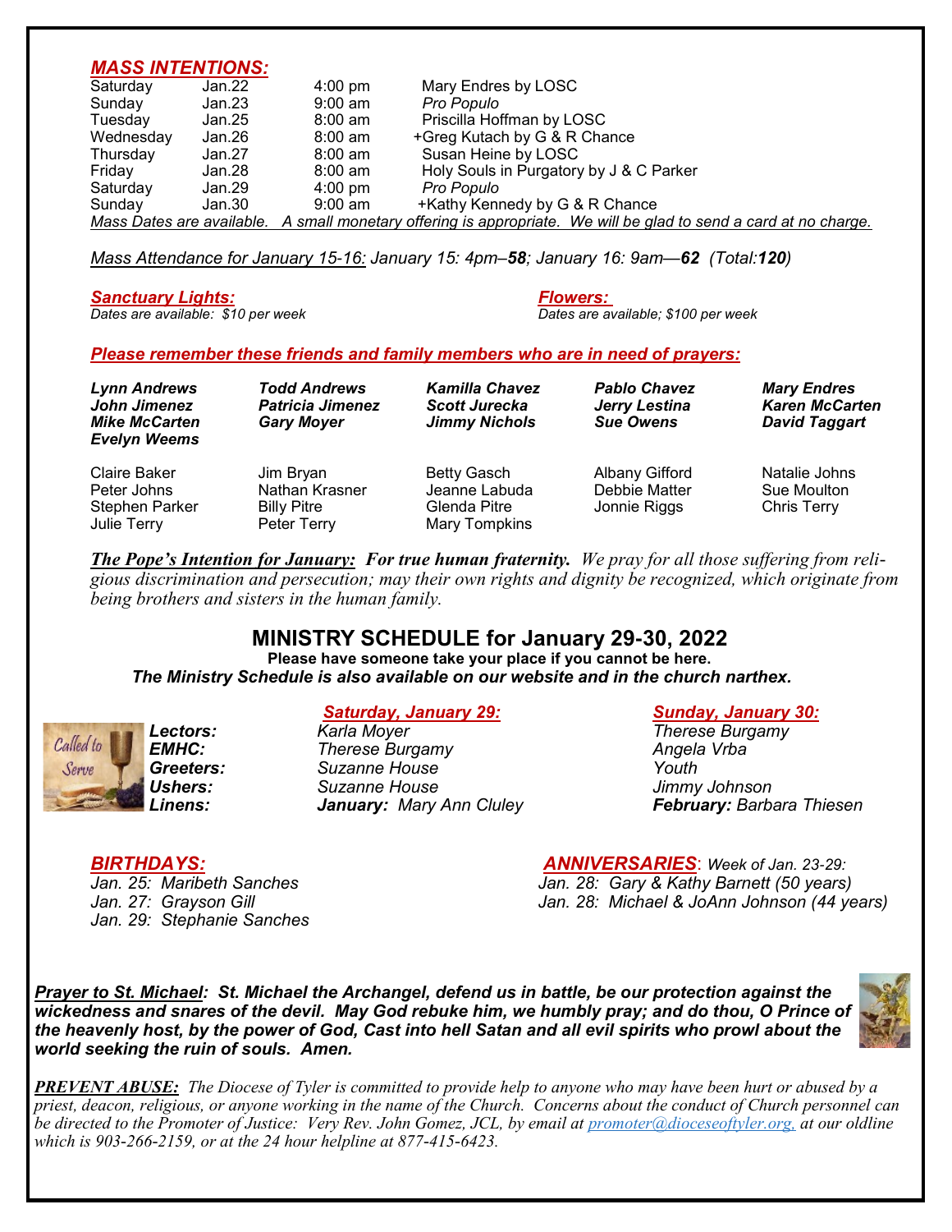## *MASS INTENTIONS:*

| | | | |
|---|---|---|---|
| Saturday | Jan.22 | 4:00 pm | Mary Endres by LOSC |
| Sunday | Jan.23 | 9:00 am | *Pro Populo* |
| Tuesday | Jan.25 | 8:00 am | Priscilla Hoffman by LOSC |
| Wednesday | Jan.26 | 8:00 am | +Greg Kutach by G & R Chance |
| Thursday | Jan.27 | 8:00 am | Susan Heine by LOSC |
| Friday | Jan.28 | 8:00 am | Holy Souls in Purgatory by J & C Parker |
| Saturday | Jan.29 | 4:00 pm | *Pro Populo* |
| Sunday | Jan.30 | 9:00 am | +Kathy Kennedy by G & R Chance |

*Mass Dates are available. A small monetary offering is appropriate. We will be glad to send a card at no charge.*

*Mass Attendance for January 15-16: January 15: 4pm–**58**; January 16: 9am—**62** (Total:**120**)*

***Sanctuary Lights:***
*Dates are available: $10 per week*

***Flowers:***
*Dates are available; $100 per week*

## *Please remember these friends and family members who are in need of prayers:*

***Lynn Andrews, Todd Andrews, Kamilla Chavez, Pablo Chavez, Mary Endres, John Jimenez, Patricia Jimenez, Scott Jurecka, Jerry Lestina, Karen McCarten, Mike McCarten, Gary Moyer, Jimmy Nichols, Sue Owens, David Taggart, Evelyn Weems***

Claire Baker, Jim Bryan, Betty Gasch, Albany Gifford, Natalie Johns, Peter Johns, Nathan Krasner, Jeanne Labuda, Debbie Matter, Sue Moulton, Stephen Parker, Billy Pitre, Glenda Pitre, Jonnie Riggs, Chris Terry, Julie Terry, Peter Terry, Mary Tompkins

***The Pope's Intention for January:*** ***For true human fraternity.*** *We pray for all those suffering from religious discrimination and persecution; may their own rights and dignity be recognized, which originate from being brothers and sisters in the human family.*

## MINISTRY SCHEDULE for January 29-30, 2022

**Please have someone take your place if you cannot be here.**
***The Ministry Schedule is also available on our website and in the church narthex.***

| | *Saturday, January 29:* | *Sunday, January 30:* |
|---|---|---|
| ***Lectors:*** | *Karla Moyer* | *Therese Burgamy* |
| ***EMHC:*** | *Therese Burgamy* | *Angela Vrba* |
| ***Greeters:*** | *Suzanne House* | *Youth* |
| ***Ushers:*** | *Suzanne House* | *Jimmy Johnson* |
| ***Linens:*** | ***January:*** *Mary Ann Cluley* | ***February:*** *Barbara Thiesen* |

***BIRTHDAYS:***
*Jan. 25: Maribeth Sanches*
*Jan. 27: Grayson Gill*
*Jan. 29: Stephanie Sanches*

***ANNIVERSARIES***: *Week of Jan. 23-29:*
*Jan. 28: Gary & Kathy Barnett (50 years)*
*Jan. 28: Michael & JoAnn Johnson (44 years)*

***Prayer to St. Michael: St. Michael the Archangel, defend us in battle, be our protection against the wickedness and snares of the devil. May God rebuke him, we humbly pray; and do thou, O Prince of the heavenly host, by the power of God, Cast into hell Satan and all evil spirits who prowl about the world seeking the ruin of souls. Amen.***

***PREVENT ABUSE:*** *The Diocese of Tyler is committed to provide help to anyone who may have been hurt or abused by a priest, deacon, religious, or anyone working in the name of the Church. Concerns about the conduct of Church personnel can be directed to the Promoter of Justice: Very Rev. John Gomez, JCL, by email at promoter@dioceseoftyler.org, at our oldline which is 903-266-2159, or at the 24 hour helpline at 877-415-6423.*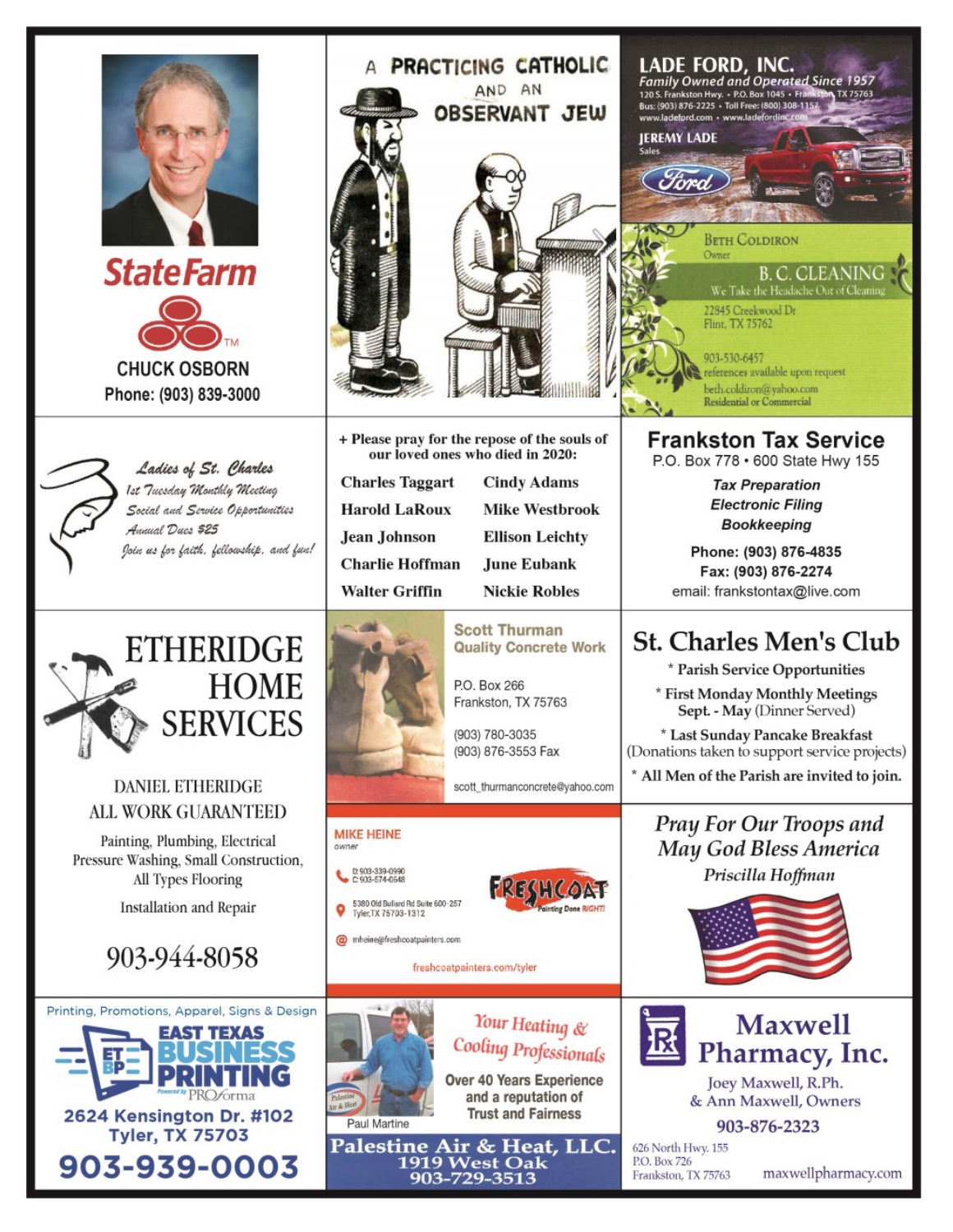**State Farm**

CHUCK OSBORN

Phone: (903) 839-3000

A PRACTICING CATHOLIC AND AN OBSERVANT JEW

## LADE FORD, INC.

*Family Owned and Operated Since 1957*

120 S. Frankston Hwy. • P.O. Box 1045 • Frankston, TX 75763

Bus: (903) 876-2225 • Toll Free: (800) 308-1157

www.ladeford.com • www.ladefordinc.com

JEREMY LADE

Sales

BETH COLDIRON

Owner

## B. C. CLEANING

We Take the Headache Out of Cleaning

22845 Creekwood Dr

Flint, TX 75762

903-530-6457

references available upon request

beth.coldiron@yahoo.com

Residential or Commercial

*Ladies of St. Charles*

*1st Tuesday Monthly Meeting*

*Social and Service Opportunities*

*Annual Dues $25*

*Join us for faith, fellowship, and fun!*

**+ Please pray for the repose of the souls of our loved ones who died in 2020:**

| | |
|---|---|
| Charles Taggart | Cindy Adams |
| Harold LaRoux | Mike Westbrook |
| Jean Johnson | Ellison Leichty |
| Charlie Hoffman | June Eubank |
| Walter Griffin | Nickie Robles |

## Frankston Tax Service

P.O. Box 778 • 600 State Hwy 155

***Tax Preparation***

***Electronic Filing***

***Bookkeeping***

Phone: (903) 876-4835

Fax: (903) 876-2274

email: frankstontax@live.com

## ETHERIDGE HOME SERVICES

DANIEL ETHERIDGE

ALL WORK GUARANTEED

Painting, Plumbing, Electrical

Pressure Washing, Small Construction,

All Types Flooring

Installation and Repair

903-944-8058

**Scott Thurman**

**Quality Concrete Work**

P.O. Box 266

Frankston, TX 75763

(903) 780-3035

(903) 876-3553 Fax

scott_thurmanconcrete@yahoo.com

## St. Charles Men's Club

* Parish Service Opportunities
* First Monday Monthly Meetings Sept. - May (Dinner Served)
* Last Sunday Pancake Breakfast (Donations taken to support service projects)
* All Men of the Parish are invited to join.

MIKE HEINE

owner

D: 903-339-0990

C: 903-574-0648

5380 Old Bullard Rd Suite 600-257

Tyler, TX 75703-1312

mheine@freshcoatpainters.com

FRESHCOAT

Painting Done RIGHT!

freshcoatpainters.com/tyler

*Pray For Our Troops and May God Bless America*

*Priscilla Hoffman*

Printing, Promotions, Apparel, Signs & Design

## EAST TEXAS BUSINESS PRINTING

Powered by PROforma

2624 Kensington Dr. #102

Tyler, TX 75703

903-939-0003

*Your Heating & Cooling Professionals*

Over 40 Years Experience and a reputation of Trust and Fairness

Paul Martine

## Palestine Air & Heat, LLC.

1919 West Oak

903-729-3513

## Maxwell Pharmacy, Inc.

Joey Maxwell, R.Ph.

& Ann Maxwell, Owners

903-876-2323

626 North Hwy. 155

P.O. Box 726

Frankston, TX 75763

maxwellpharmacy.com